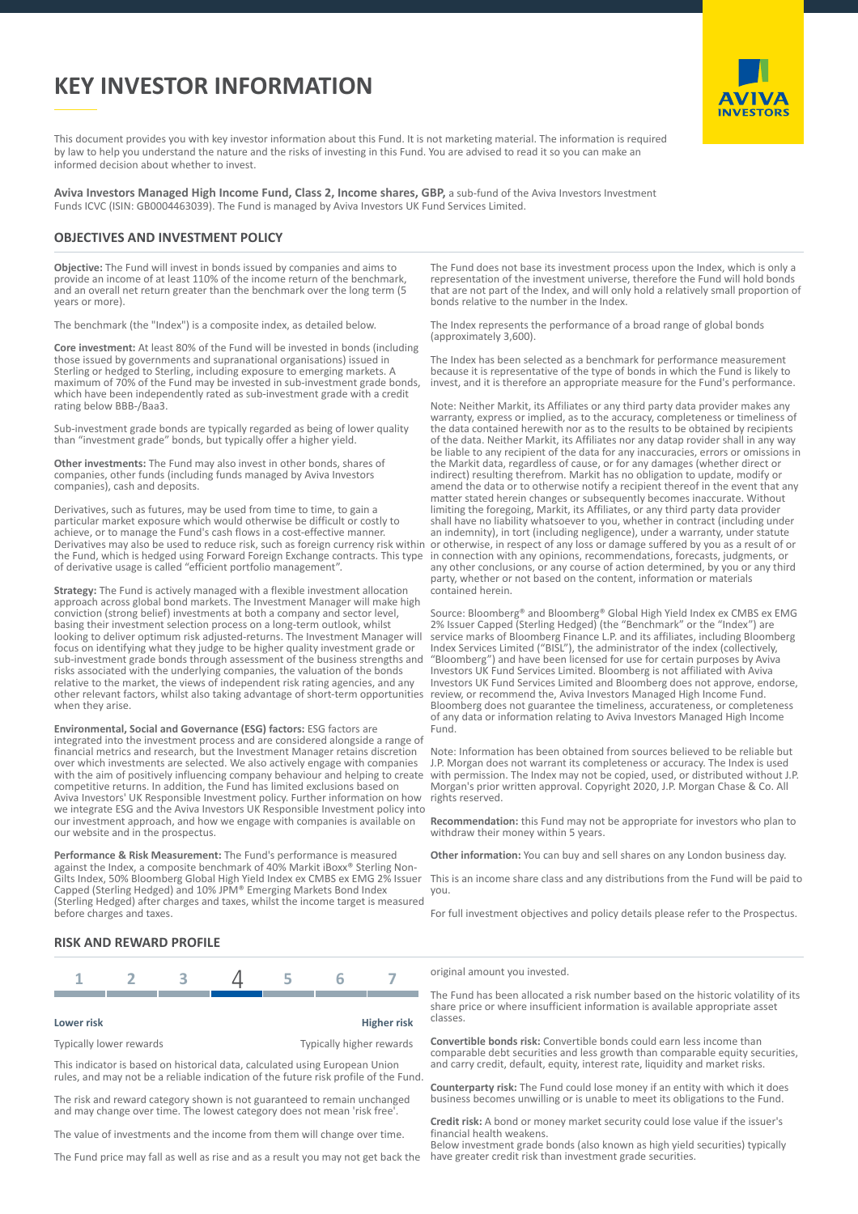# KEY INVESTOR INFORMATION

This document provides you with key investor information about this Fund. It is not marketing material. The information is required by law to help you understand the nature and the risks of investing in this Fund. You are advised to read it so you can make an informed decision about whether to invest.

**Aviva Investors Managed High Income Fund, Class 2, Income shares, GBP,** a sub-fund of the Aviva Investors Investment Funds ICVC (ISIN: GB0004463039). The Fund is managed by Aviva Investors UK Fund Services Limited.

## OBJECTIVES AND INVESTMENT POLICY

**Objective:** The Fund will invest in bonds issued by companies and aims to provide an income of at least 110% of the income return of the benchmark, and an overall net return greater than the benchmark over the long term (5 years or more).

The benchmark (the "Index") is a composite index, as detailed below.

**Core investment:** At least 80% of the Fund will be invested in bonds (including those issued by governments and supranational organisations) issued in Sterling or hedged to Sterling, including exposure to emerging markets. A maximum of 70% of the Fund may be invested in sub-investment grade bonds, which have been independently rated as sub-investment grade with a credit rating below BBB-/Baa3.

Sub-investment grade bonds are typically regarded as being of lower quality than "investment grade" bonds, but typically offer a higher yield.

**Other investments:** The Fund may also invest in other bonds, shares of companies, other funds (including funds managed by Aviva Investors companies), cash and deposits.

Derivatives, such as futures, may be used from time to time, to gain a particular market exposure which would otherwise be difficult or costly to achieve, or to manage the Fund's cash flows in a cost-effective manner. Derivatives may also be used to reduce risk, such as foreign currency risk within the Fund, which is hedged using Forward Foreign Exchange contracts. This type of derivative usage is called "efficient portfolio management".

**Strategy:** The Fund is actively managed with a flexible investment allocation approach across global bond markets. The Investment Manager will make high conviction (strong belief) investments at both a company and sector level, basing their investment selection process on a long-term outlook, whilst looking to deliver optimum risk adjusted-returns. The Investment Manager will focus on identifying what they judge to be higher quality investment grade or sub-investment grade bonds through assessment of the business strengths and risks associated with the underlying companies, the valuation of the bonds relative to the market, the views of independent risk rating agencies, and any other relevant factors, whilst also taking advantage of short-term opportunities when they arise.

**Environmental, Social and Governance (ESG) factors:** ESG factors are integrated into the investment process and are considered alongside a range of financial metrics and research, but the Investment Manager retains discretion over which investments are selected. We also actively engage with companies with the aim of positively influencing company behaviour and helping to create competitive returns. In addition, the Fund has limited exclusions based on Aviva Investors' UK Responsible Investment policy. Further information on how we integrate ESG and the Aviva Investors UK Responsible Investment policy into our investment approach, and how we engage with companies is available on our website and in the prospectus.

**Performance & Risk Measurement:** The Fund's performance is measured against the Index, a composite benchmark of 40% Markit iBoxx® Sterling Non-Gilts Index, 50% Bloomberg Global High Yield Index ex CMBS ex EMG 2% Issuer Capped (Sterling Hedged) and 10% JPM® Emerging Markets Bond Index (Sterling Hedged) after charges and taxes, whilst the income target is measured before charges and taxes.

The Fund does not base its investment process upon the Index, which is only a representation of the investment universe, therefore the Fund will hold bonds that are not part of the Index, and will only hold a relatively small proportion of bonds relative to the number in the Index.

The Index represents the performance of a broad range of global bonds (approximately 3,600).

The Index has been selected as a benchmark for performance measurement because it is representative of the type of bonds in which the Fund is likely to invest, and it is therefore an appropriate measure for the Fund's performance.

Note: Neither Markit, its Affiliates or any third party data provider makes any warranty, express or implied, as to the accuracy, completeness or timeliness of the data contained herewith nor as to the results to be obtained by recipients of the data. Neither Markit, its Affiliates nor any data rovider shall in any way be liable to any recipient of the data for any inaccuracies, errors or omissions in the Markit data, regardless of cause, or for any damages (whether direct or indirect) resulting therefrom. Markit has no obligation to update, modify or amend the data or to otherwise notify a recipient thereof in the event that any matter stated herein changes or subsequently becomes inaccurate. Without limiting the foregoing, Markit, its Affiliates, or any third party data provider shall have no liability whatsoever to you, whether in contract (including under an indemnity), in tort (including negligence), under a warranty, under statute or otherwise, in respect of any loss or damage suffered by you as a result of or in connection with any opinions, recommendations, forecasts, judgments, or any other conclusions, or any course of action determined, by you or any third party, whether or not based on the content, information or materials contained herein.

Source: Bloomberg® and Bloomberg® Global High Yield Index ex CMBS ex EMG 2% Issuer Capped (Sterling Hedged) (the "Benchmark" or the "Index") are service marks of Bloomberg Finance L.P. and its affiliates, including Bloomberg Index Services Limited ("BISL"), the administrator of the index (collectively, "Bloomberg") and have been licensed for use for certain purposes by Aviva Investors UK Fund Services Limited. Bloomberg is not affiliated with Aviva Investors UK Fund Services Limited and Bloomberg does not approve, endorse, review, or recommend the, Aviva Investors Managed High Income Fund. Bloomberg does not guarantee the timeliness, accurateness, or completeness of any data or information relating to Aviva Investors Managed High Income Fund.

Note: Information has been obtained from sources believed to be reliable but J.P. Morgan does not warrant its completeness or accuracy. The Index is used with permission. The Index may not be copied, used, or distributed without J.P. Morgan's prior written approval. Copyright 2020, J.P. Morgan Chase & Co. All rights reserved.

**Recommendation:** this Fund may not be appropriate for investors who plan to withdraw their money within 5 years.

**Other information:** You can buy and sell shares on any London business day.

This is an income share class and any distributions from the Fund will be paid to you.

For full investment objectives and policy details please refer to the Prospectus.

## RISK AND REWARD PROFILE

| 1 | 2 | 3 | **4** | 5 | 6 | 7 |
|---|---|---|---|---|---|---|

**Lower risk** — **Higher risk**

Typically lower rewards — Typically higher rewards

This indicator is based on historical data, calculated using European Union rules, and may not be a reliable indication of the future risk profile of the Fund.

The risk and reward category shown is not guaranteed to remain unchanged and may change over time. The lowest category does not mean 'risk free'.

The value of investments and the income from them will change over time.

The Fund price may fall as well as rise and as a result you may not get back the original amount you invested.

The Fund has been allocated a risk number based on the historic volatility of its share price or where insufficient information is available appropriate asset classes.

**Convertible bonds risk:** Convertible bonds could earn less income than comparable debt securities and less growth than comparable equity securities, and carry credit, default, equity, interest rate, liquidity and market risks.

**Counterparty risk:** The Fund could lose money if an entity with which it does business becomes unwilling or is unable to meet its obligations to the Fund.

**Credit risk:** A bond or money market security could lose value if the issuer's financial health weakens.
Below investment grade bonds (also known as high yield securities) typically have greater credit risk than investment grade securities.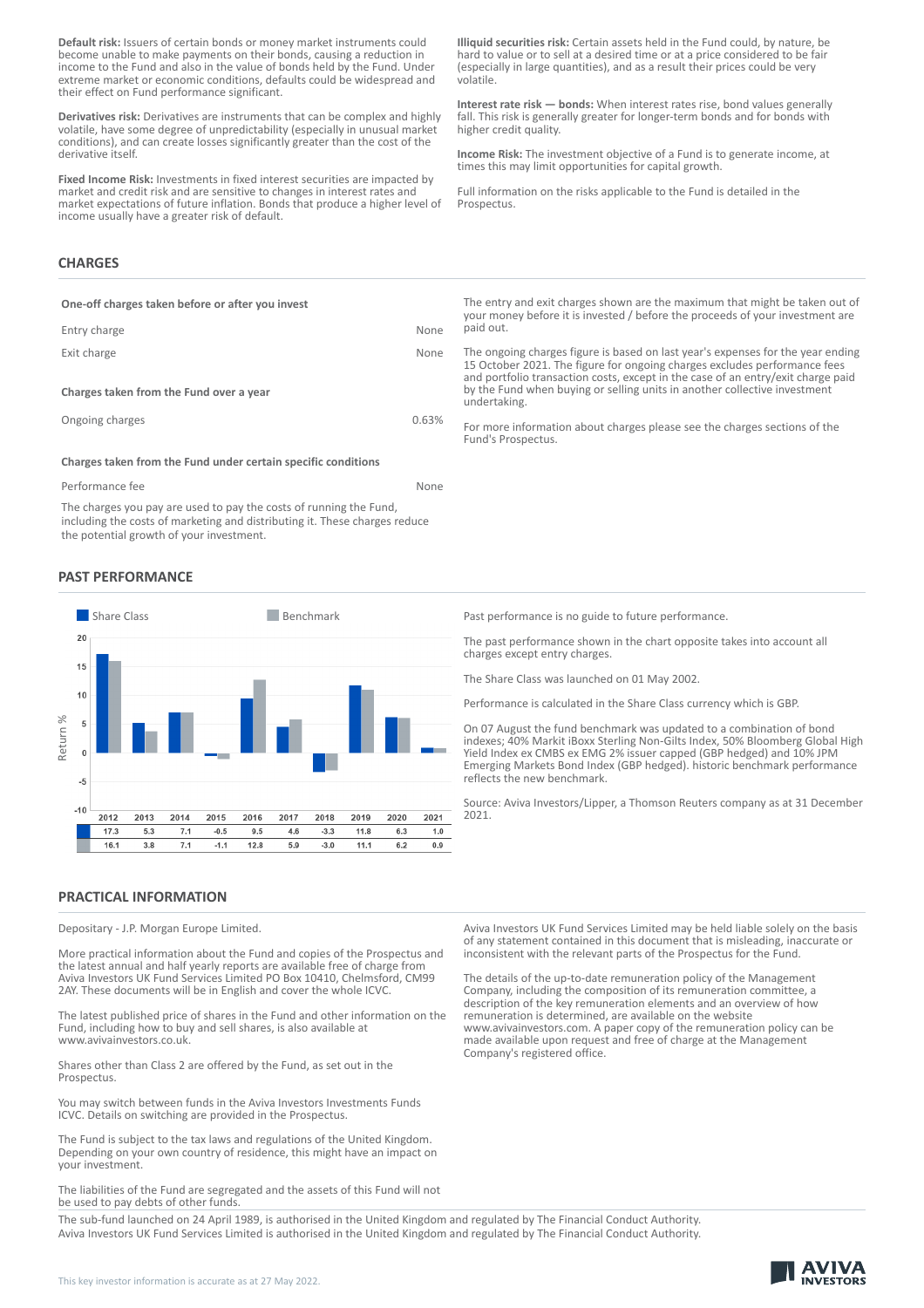**Default risk:** Issuers of certain bonds or money market instruments could become unable to make payments on their bonds, causing a reduction in income to the Fund and also in the value of bonds held by the Fund. Under extreme market or economic conditions, defaults could be widespread and their effect on Fund performance significant.

**Derivatives risk:** Derivatives are instruments that can be complex and highly volatile, have some degree of unpredictability (especially in unusual market conditions), and can create losses significantly greater than the cost of the derivative itself.

**Fixed Income Risk:** Investments in fixed interest securities are impacted by market and credit risk and are sensitive to changes in interest rates and market expectations of future inflation. Bonds that produce a higher level of income usually have a greater risk of default.

**Illiquid securities risk:** Certain assets held in the Fund could, by nature, be hard to value or to sell at a desired time or at a price considered to be fair (especially in large quantities), and as a result their prices could be very volatile.

**Interest rate risk — bonds:** When interest rates rise, bond values generally fall. This risk is generally greater for longer-term bonds and for bonds with higher credit quality.

**Income Risk:** The investment objective of a Fund is to generate income, at times this may limit opportunities for capital growth.

Full information on the risks applicable to the Fund is detailed in the Prospectus.

## CHARGES

| One-off charges taken before or after you invest | |
|---|---|
| Entry charge | None |
| Exit charge | None |
| **Charges taken from the Fund over a year** | |
| Ongoing charges | 0.63% |
| **Charges taken from the Fund under certain specific conditions** | |
| Performance fee | None |

The charges you pay are used to pay the costs of running the Fund, including the costs of marketing and distributing it. These charges reduce the potential growth of your investment.

The entry and exit charges shown are the maximum that might be taken out of your money before it is invested / before the proceeds of your investment are paid out.

The ongoing charges figure is based on last year's expenses for the year ending 15 October 2021. The figure for ongoing charges excludes performance fees and portfolio transaction costs, except in the case of an entry/exit charge paid by the Fund when buying or selling units in another collective investment undertaking.

For more information about charges please see the charges sections of the Fund's Prospectus.

## PAST PERFORMANCE

Share Class
Benchmark
Return %
20
15
10
5
0
-5
-10
2012 2013 2014 2015 2016 2017 2018 2019 2020 2021
17.3 5.3 7.1 -0.5 9.5 4.6 -3.3 11.8 6.3 1.0
16.1 3.8 7.1 -1.1 12.8 5.9 -3.0 11.1 6.2 0.9

Past performance is no guide to future performance.

The past performance shown in the chart opposite takes into account all charges except entry charges.

The Share Class was launched on 01 May 2002.

Performance is calculated in the Share Class currency which is GBP.

On 07 August the fund benchmark was updated to a combination of bond indexes; 40% Markit iBoxx Sterling Non-Gilts Index, 50% Bloomberg Global High Yield Index ex CMBS ex EMG 2% issuer capped (GBP hedged) and 10% JPM Emerging Markets Bond Index (GBP hedged). historic benchmark performance reflects the new benchmark.

Source: Aviva Investors/Lipper, a Thomson Reuters company as at 31 December 2021.

## PRACTICAL INFORMATION

Depositary - J.P. Morgan Europe Limited.

More practical information about the Fund and copies of the Prospectus and the latest annual and half yearly reports are available free of charge from Aviva Investors UK Fund Services Limited PO Box 10410, Chelmsford, CM99 2AY. These documents will be in English and cover the whole ICVC.

The latest published price of shares in the Fund and other information on the Fund, including how to buy and sell shares, is also available at www.avivainvestors.co.uk.

Shares other than Class 2 are offered by the Fund, as set out in the Prospectus.

You may switch between funds in the Aviva Investors Investments Funds ICVC. Details on switching are provided in the Prospectus.

The Fund is subject to the tax laws and regulations of the United Kingdom. Depending on your own country of residence, this might have an impact on your investment.

The liabilities of the Fund are segregated and the assets of this Fund will not be used to pay debts of other funds.

Aviva Investors UK Fund Services Limited may be held liable solely on the basis of any statement contained in this document that is misleading, inaccurate or inconsistent with the relevant parts of the Prospectus for the Fund.

The details of the up-to-date remuneration policy of the Management Company, including the composition of its remuneration committee, a description of the key remuneration elements and an overview of how remuneration is determined, are available on the website www.avivainvestors.com. A paper copy of the remuneration policy can be made available upon request and free of charge at the Management Company's registered office.

The sub-fund launched on 24 April 1989, is authorised in the United Kingdom and regulated by The Financial Conduct Authority. Aviva Investors UK Fund Services Limited is authorised in the United Kingdom and regulated by The Financial Conduct Authority.

This key investor information is accurate as at 27 May 2022.